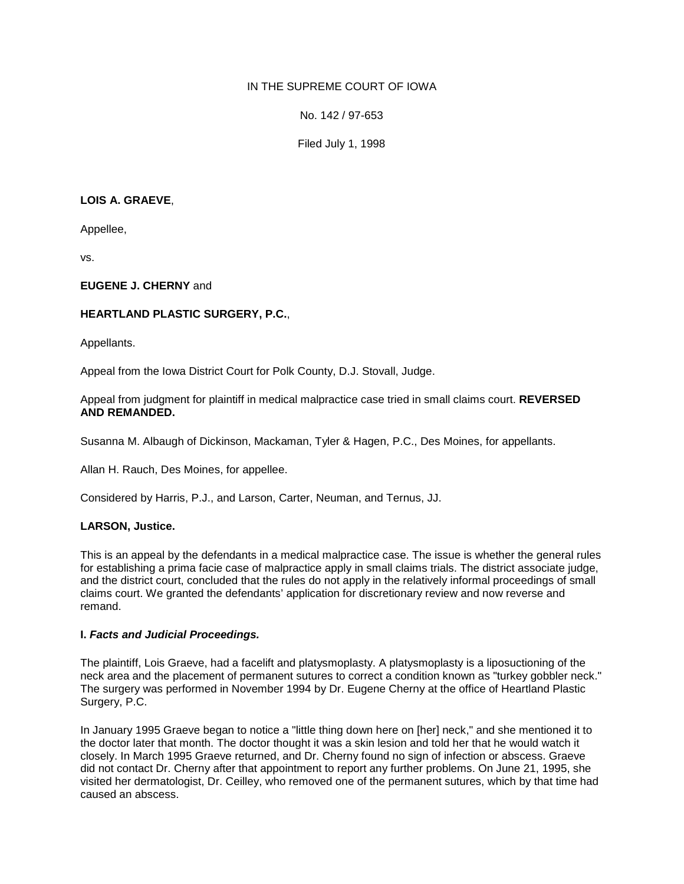IN THE SUPREME COURT OF IOWA

No. 142 / 97-653

Filed July 1, 1998

**LOIS A. GRAEVE**,

Appellee,

vs.

**EUGENE J. CHERNY** and

**HEARTLAND PLASTIC SURGERY, P.C.**,

Appellants.

Appeal from the Iowa District Court for Polk County, D.J. Stovall, Judge.

Appeal from judgment for plaintiff in medical malpractice case tried in small claims court. **REVERSED AND REMANDED.**

Susanna M. Albaugh of Dickinson, Mackaman, Tyler & Hagen, P.C., Des Moines, for appellants.

Allan H. Rauch, Des Moines, for appellee.

Considered by Harris, P.J., and Larson, Carter, Neuman, and Ternus, JJ.

**LARSON, Justice.**

This is an appeal by the defendants in a medical malpractice case. The issue is whether the general rules for establishing a prima facie case of malpractice apply in small claims trials. The district associate judge, and the district court, concluded that the rules do not apply in the relatively informal proceedings of small claims court. We granted the defendants' application for discretionary review and now reverse and remand.

**I. *Facts and Judicial Proceedings.***

The plaintiff, Lois Graeve, had a facelift and platysmoplasty. A platysmoplasty is a liposuctioning of the neck area and the placement of permanent sutures to correct a condition known as "turkey gobbler neck." The surgery was performed in November 1994 by Dr. Eugene Cherny at the office of Heartland Plastic Surgery, P.C.

In January 1995 Graeve began to notice a "little thing down here on [her] neck," and she mentioned it to the doctor later that month. The doctor thought it was a skin lesion and told her that he would watch it closely. In March 1995 Graeve returned, and Dr. Cherny found no sign of infection or abscess. Graeve did not contact Dr. Cherny after that appointment to report any further problems. On June 21, 1995, she visited her dermatologist, Dr. Ceilley, who removed one of the permanent sutures, which by that time had caused an abscess.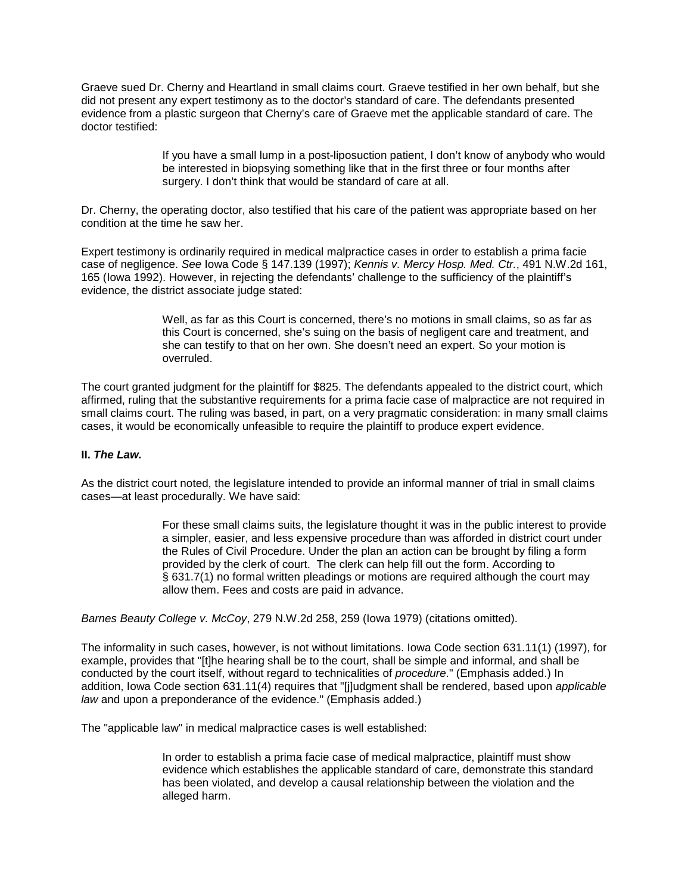Graeve sued Dr. Cherny and Heartland in small claims court. Graeve testified in her own behalf, but she did not present any expert testimony as to the doctor's standard of care. The defendants presented evidence from a plastic surgeon that Cherny's care of Graeve met the applicable standard of care. The doctor testified:

> If you have a small lump in a post-liposuction patient, I don't know of anybody who would be interested in biopsying something like that in the first three or four months after surgery. I don't think that would be standard of care at all.

Dr. Cherny, the operating doctor, also testified that his care of the patient was appropriate based on her condition at the time he saw her.

Expert testimony is ordinarily required in medical malpractice cases in order to establish a prima facie case of negligence. *See* Iowa Code § 147.139 (1997); *Kennis v. Mercy Hosp. Med. Ctr.*, 491 N.W.2d 161, 165 (Iowa 1992). However, in rejecting the defendants' challenge to the sufficiency of the plaintiff's evidence, the district associate judge stated:

> Well, as far as this Court is concerned, there's no motions in small claims, so as far as this Court is concerned, she's suing on the basis of negligent care and treatment, and she can testify to that on her own. She doesn't need an expert. So your motion is overruled.

The court granted judgment for the plaintiff for $825. The defendants appealed to the district court, which affirmed, ruling that the substantive requirements for a prima facie case of malpractice are not required in small claims court. The ruling was based, in part, on a very pragmatic consideration: in many small claims cases, it would be economically unfeasible to require the plaintiff to produce expert evidence.

**II. *The Law.***

As the district court noted, the legislature intended to provide an informal manner of trial in small claims cases—at least procedurally. We have said:

> For these small claims suits, the legislature thought it was in the public interest to provide a simpler, easier, and less expensive procedure than was afforded in district court under the Rules of Civil Procedure. Under the plan an action can be brought by filing a form provided by the clerk of court. The clerk can help fill out the form. According to § 631.7(1) no formal written pleadings or motions are required although the court may allow them. Fees and costs are paid in advance.

*Barnes Beauty College v. McCoy*, 279 N.W.2d 258, 259 (Iowa 1979) (citations omitted).

The informality in such cases, however, is not without limitations. Iowa Code section 631.11(1) (1997), for example, provides that "[t]he hearing shall be to the court, shall be simple and informal, and shall be conducted by the court itself, without regard to technicalities of *procedure*." (Emphasis added.) In addition, Iowa Code section 631.11(4) requires that "[j]udgment shall be rendered, based upon *applicable law* and upon a preponderance of the evidence." (Emphasis added.)

The "applicable law" in medical malpractice cases is well established:

> In order to establish a prima facie case of medical malpractice, plaintiff must show evidence which establishes the applicable standard of care, demonstrate this standard has been violated, and develop a causal relationship between the violation and the alleged harm.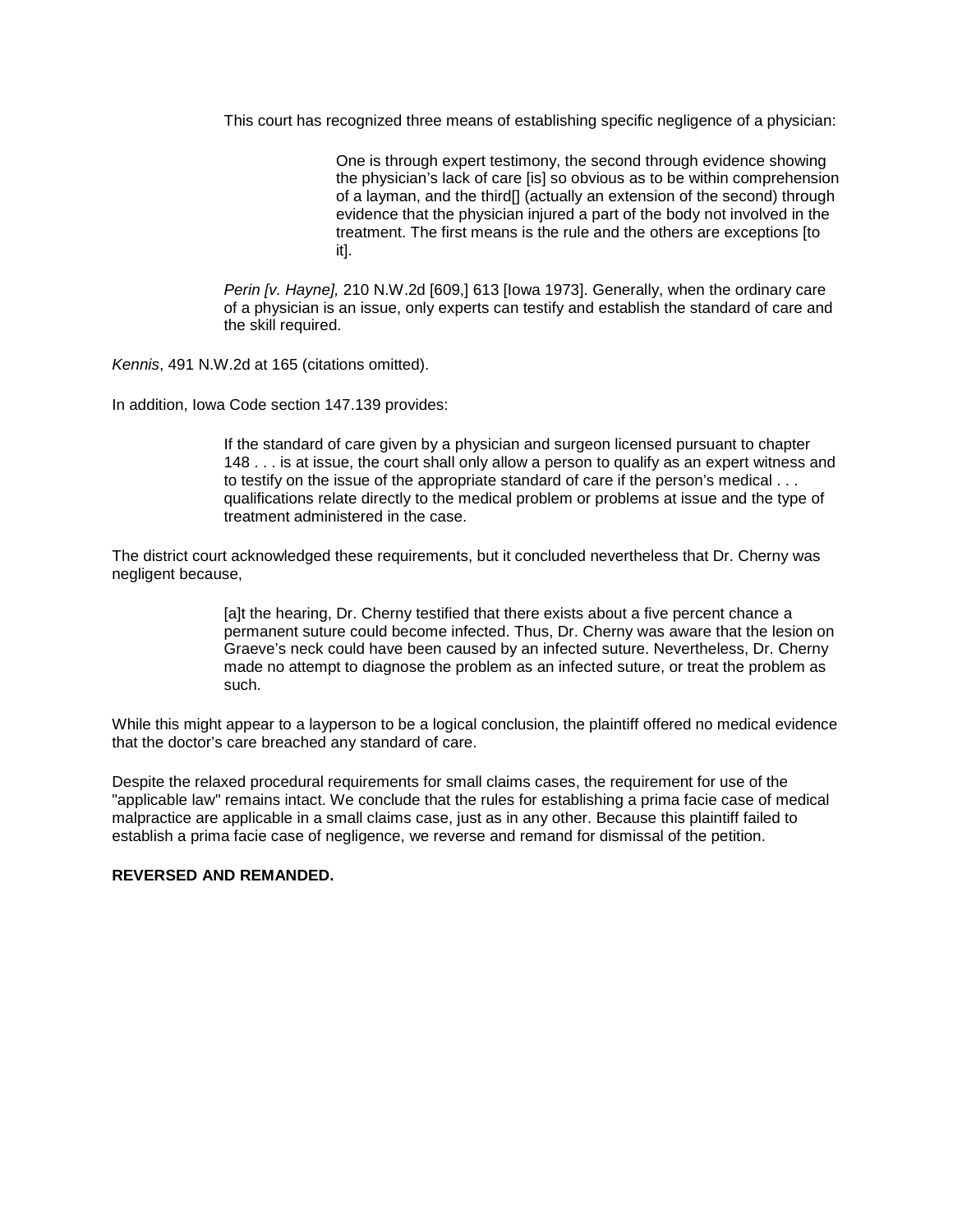> This court has recognized three means of establishing specific negligence of a physician:
>
> > One is through expert testimony, the second through evidence showing the physician's lack of care [is] so obvious as to be within comprehension of a layman, and the third[] (actually an extension of the second) through evidence that the physician injured a part of the body not involved in the treatment. The first means is the rule and the others are exceptions [to it].
>
> *Perin [v. Hayne],* 210 N.W.2d [609,] 613 [Iowa 1973]. Generally, when the ordinary care of a physician is an issue, only experts can testify and establish the standard of care and the skill required.

*Kennis*, 491 N.W.2d at 165 (citations omitted).

In addition, Iowa Code section 147.139 provides:

> If the standard of care given by a physician and surgeon licensed pursuant to chapter 148 . . . is at issue, the court shall only allow a person to qualify as an expert witness and to testify on the issue of the appropriate standard of care if the person's medical . . . qualifications relate directly to the medical problem or problems at issue and the type of treatment administered in the case.

The district court acknowledged these requirements, but it concluded nevertheless that Dr. Cherny was negligent because,

> [a]t the hearing, Dr. Cherny testified that there exists about a five percent chance a permanent suture could become infected. Thus, Dr. Cherny was aware that the lesion on Graeve's neck could have been caused by an infected suture. Nevertheless, Dr. Cherny made no attempt to diagnose the problem as an infected suture, or treat the problem as such.

While this might appear to a layperson to be a logical conclusion, the plaintiff offered no medical evidence that the doctor's care breached any standard of care.

Despite the relaxed procedural requirements for small claims cases, the requirement for use of the "applicable law" remains intact. We conclude that the rules for establishing a prima facie case of medical malpractice are applicable in a small claims case, just as in any other. Because this plaintiff failed to establish a prima facie case of negligence, we reverse and remand for dismissal of the petition.

**REVERSED AND REMANDED.**